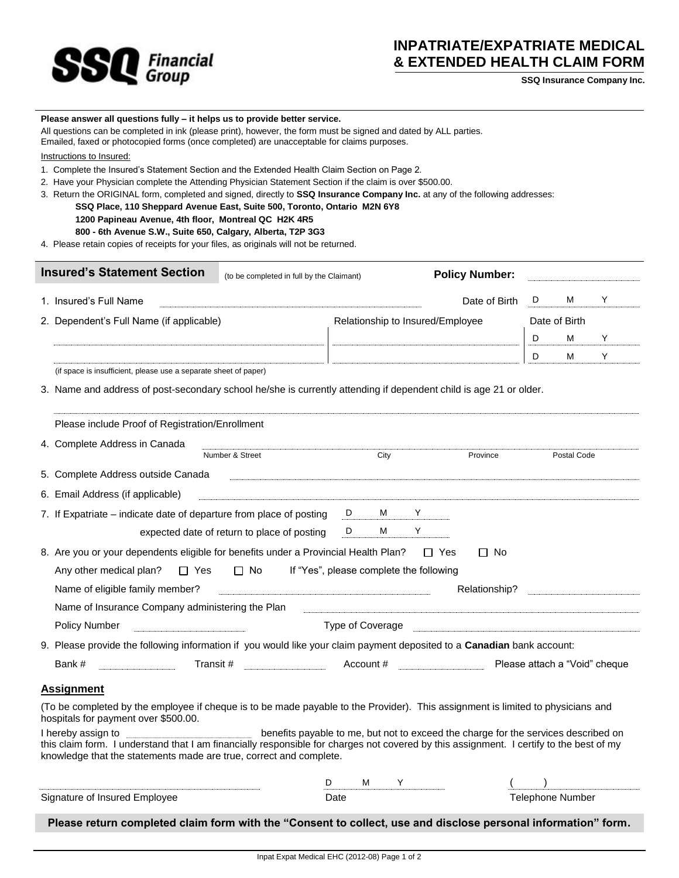**SSQ Financial Group**

# INPATRIATE/EXPATRIATE MEDICAL & EXTENDED HEALTH CLAIM FORM

**SSQ Insurance Company Inc.**

**Please answer all questions fully – it helps us to provide better service.**

All questions can be completed in ink (please print), however, the form must be signed and dated by ALL parties.
Emailed, faxed or photocopied forms (once completed) are unacceptable for claims purposes.

Instructions to Insured:

1. Complete the Insured's Statement Section and the Extended Health Claim Section on Page 2.
2. Have your Physician complete the Attending Physician Statement Section if the claim is over $500.00.
3. Return the ORIGINAL form, completed and signed, directly to **SSQ Insurance Company Inc.** at any of the following addresses:
   **SSQ Place, 110 Sheppard Avenue East, Suite 500, Toronto, Ontario M2N 6Y8**
   **1200 Papineau Avenue, 4th floor, Montreal QC H2K 4R5**
   **800 - 6th Avenue S.W., Suite 650, Calgary, Alberta, T2P 3G3**
4. Please retain copies of receipts for your files, as originals will not be returned.

## Insured's Statement Section

(to be completed in full by the Claimant) **Policy Number:** ____________

1. Insured's Full Name ____________ Date of Birth D M Y
2. Dependent's Full Name (if applicable) | Relationship to Insured/Employee | Date of Birth

| Dependent's Full Name | Relationship to Insured/Employee | Date of Birth |
|---|---|---|
| | | D M Y |
| | | D M Y |

(if space is insufficient, please use a separate sheet of paper)

3. Name and address of post-secondary school he/she is currently attending if dependent child is age 21 or older.
   ____________
   Please include Proof of Registration/Enrollment
4. Complete Address in Canada ____________
   Number & Street | City | Province | Postal Code
5. Complete Address outside Canada ____________
6. Email Address (if applicable) ____________
7. If Expatriate – indicate date of departure from place of posting D M Y
   expected date of return to place of posting D M Y
8. Are you or your dependents eligible for benefits under a Provincial Health Plan? ☐ Yes ☐ No
   Any other medical plan? ☐ Yes ☐ No If "Yes", please complete the following
   Name of eligible family member? ____________ Relationship? ____________
   Name of Insurance Company administering the Plan ____________
   Policy Number ____________ Type of Coverage ____________
9. Please provide the following information if you would like your claim payment deposited to a **Canadian** bank account:
   Bank # ________ Transit # ________ Account # ________ Please attach a "Void" cheque

### Assignment

(To be completed by the employee if cheque is to be made payable to the Provider). This assignment is limited to physicians and hospitals for payment over $500.00.

I hereby assign to ____________ benefits payable to me, but not to exceed the charge for the services described on this claim form. I understand that I am financially responsible for charges not covered by this assignment. I certify to the best of my knowledge that the statements made are true, correct and complete.

____________ D M Y ( )
Signature of Insured Employee | Date | Telephone Number

**Please return completed claim form with the "Consent to collect, use and disclose personal information" form.**

Inpat Expat Medical EHC (2012-08)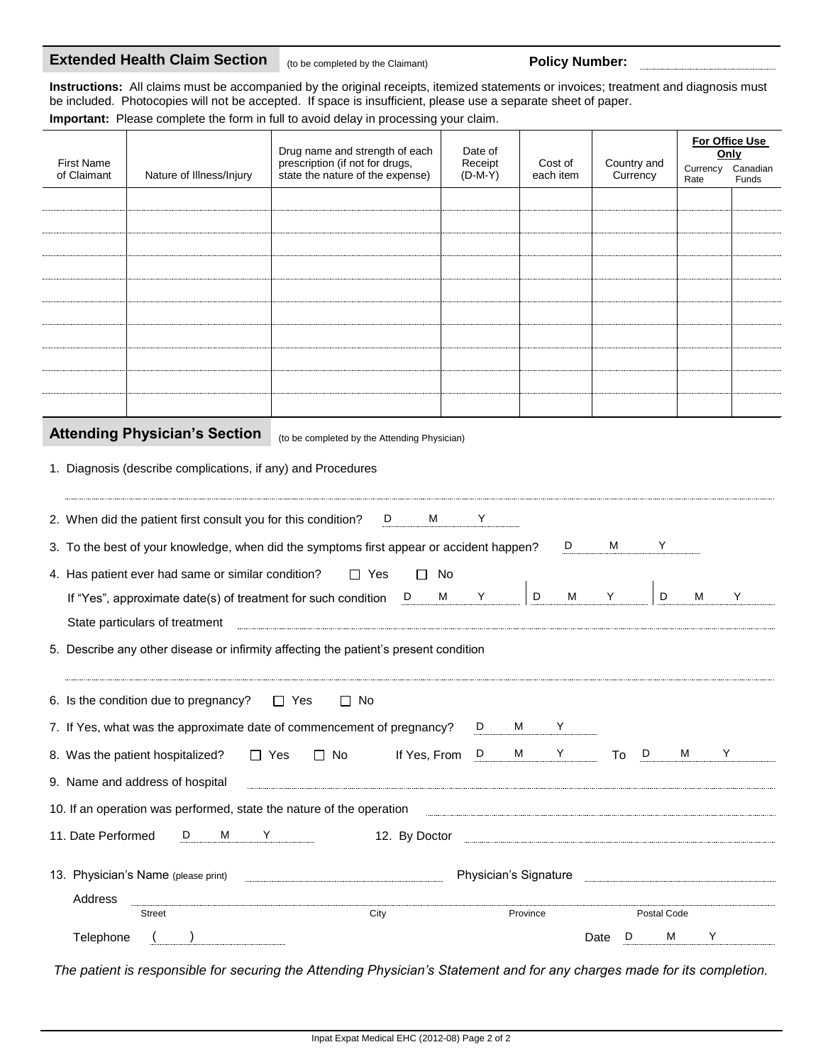## Extended Health Claim Section

(to be completed by the Claimant)

**Policy Number:** ______________

**Instructions:** All claims must be accompanied by the original receipts, itemized statements or invoices; treatment and diagnosis must be included. Photocopies will not be accepted. If space is insufficient, please use a separate sheet of paper.

**Important:** Please complete the form in full to avoid delay in processing your claim.

| First Name of Claimant | Nature of Illness/Injury | Drug name and strength of each prescription (if not for drugs, state the nature of the expense) | Date of Receipt (D-M-Y) | Cost of each item | Country and Currency | For Office Use Only | |
|---|---|---|---|---|---|---|---|
| | | | | | | Currency Rate | Canadian Funds |
| | | | | | | | |
| | | | | | | | |
| | | | | | | | |
| | | | | | | | |
| | | | | | | | |
| | | | | | | | |
| | | | | | | | |
| | | | | | | | |
| | | | | | | | |
| | | | | | | | |

## Attending Physician's Section

(to be completed by the Attending Physician)

1. Diagnosis (describe complications, if any) and Procedures

______________

2. When did the patient first consult you for this condition? D ____ M ____ Y ____

3. To the best of your knowledge, when did the symptoms first appear or accident happen? D ____ M ____ Y ____

4. Has patient ever had same or similar condition? ☐ Yes ☐ No

   If "Yes", approximate date(s) of treatment for such condition D ____ M ____ Y ____ | D ____ M ____ Y ____ | D ____ M ____ Y ____

   State particulars of treatment ______________

5. Describe any other disease or infirmity affecting the patient's present condition

______________

6. Is the condition due to pregnancy? ☐ Yes ☐ No

7. If Yes, what was the approximate date of commencement of pregnancy? D ____ M ____ Y ____

8. Was the patient hospitalized? ☐ Yes ☐ No If Yes, From D ____ M ____ Y ____ To D ____ M ____ Y ____

9. Name and address of hospital ______________

10. If an operation was performed, state the nature of the operation ______________

11. Date Performed D ____ M ____ Y ____ 12. By Doctor ______________

13. Physician's Name (please print) ______________ Physician's Signature ______________

    Address ______________
    Street City Province Postal Code

    Telephone ( ) ______________ Date D ____ M ____ Y ____

*The patient is responsible for securing the Attending Physician's Statement and for any charges made for its completion.*

Inpat Expat Medical EHC (2012-08)